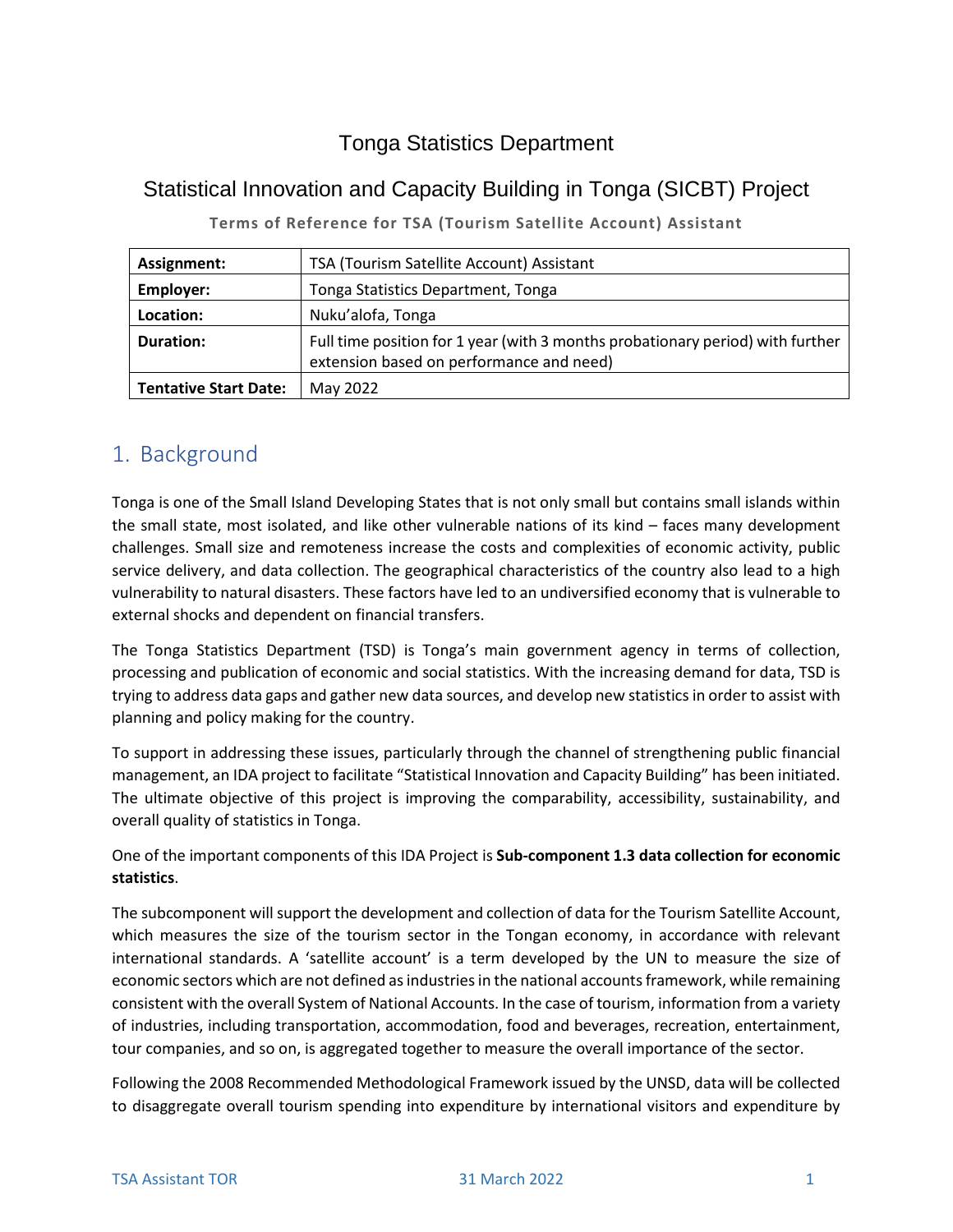# Tonga Statistics Department

## Statistical Innovation and Capacity Building in Tonga (SICBT) Project

**Terms of Reference for TSA (Tourism Satellite Account) Assistant**

| **Assignment:** | TSA (Tourism Satellite Account) Assistant |
|---|---|
| **Employer:** | Tonga Statistics Department, Tonga |
| **Location:** | Nuku'alofa, Tonga |
| **Duration:** | Full time position for 1 year (with 3 months probationary period) with further extension based on performance and need) |
| **Tentative Start Date:** | May 2022 |

## 1. Background

Tonga is one of the Small Island Developing States that is not only small but contains small islands within the small state, most isolated, and like other vulnerable nations of its kind – faces many development challenges. Small size and remoteness increase the costs and complexities of economic activity, public service delivery, and data collection. The geographical characteristics of the country also lead to a high vulnerability to natural disasters. These factors have led to an undiversified economy that is vulnerable to external shocks and dependent on financial transfers.

The Tonga Statistics Department (TSD) is Tonga's main government agency in terms of collection, processing and publication of economic and social statistics. With the increasing demand for data, TSD is trying to address data gaps and gather new data sources, and develop new statistics in order to assist with planning and policy making for the country.

To support in addressing these issues, particularly through the channel of strengthening public financial management, an IDA project to facilitate "Statistical Innovation and Capacity Building" has been initiated. The ultimate objective of this project is improving the comparability, accessibility, sustainability, and overall quality of statistics in Tonga.

One of the important components of this IDA Project is **Sub-component 1.3 data collection for economic statistics**.

The subcomponent will support the development and collection of data for the Tourism Satellite Account, which measures the size of the tourism sector in the Tongan economy, in accordance with relevant international standards. A 'satellite account' is a term developed by the UN to measure the size of economic sectors which are not defined as industries in the national accounts framework, while remaining consistent with the overall System of National Accounts. In the case of tourism, information from a variety of industries, including transportation, accommodation, food and beverages, recreation, entertainment, tour companies, and so on, is aggregated together to measure the overall importance of the sector.

Following the 2008 Recommended Methodological Framework issued by the UNSD, data will be collected to disaggregate overall tourism spending into expenditure by international visitors and expenditure by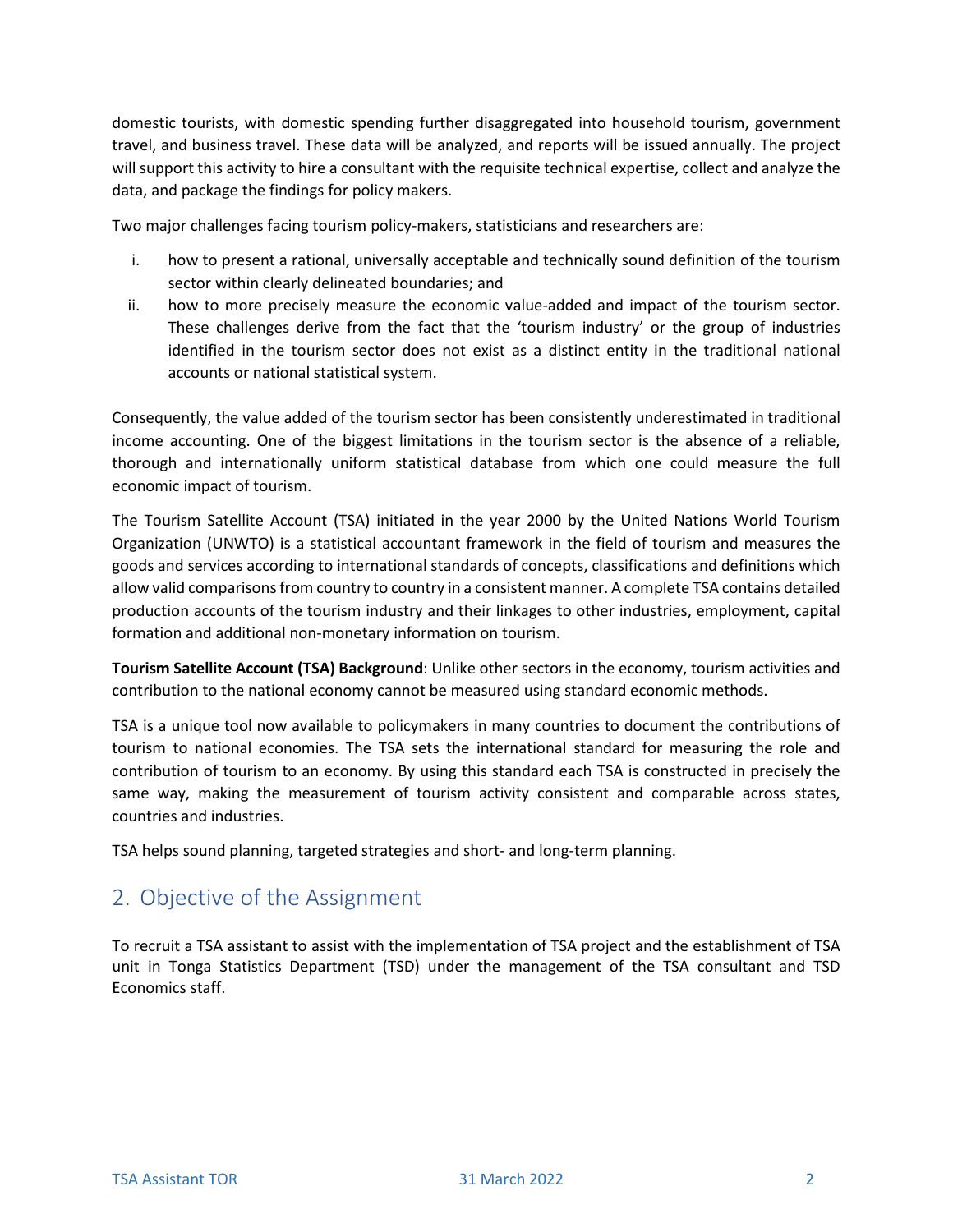domestic tourists, with domestic spending further disaggregated into household tourism, government travel, and business travel. These data will be analyzed, and reports will be issued annually. The project will support this activity to hire a consultant with the requisite technical expertise, collect and analyze the data, and package the findings for policy makers.

Two major challenges facing tourism policy-makers, statisticians and researchers are:

i. how to present a rational, universally acceptable and technically sound definition of the tourism sector within clearly delineated boundaries; and
ii. how to more precisely measure the economic value-added and impact of the tourism sector. These challenges derive from the fact that the 'tourism industry' or the group of industries identified in the tourism sector does not exist as a distinct entity in the traditional national accounts or national statistical system.

Consequently, the value added of the tourism sector has been consistently underestimated in traditional income accounting. One of the biggest limitations in the tourism sector is the absence of a reliable, thorough and internationally uniform statistical database from which one could measure the full economic impact of tourism.

The Tourism Satellite Account (TSA) initiated in the year 2000 by the United Nations World Tourism Organization (UNWTO) is a statistical accountant framework in the field of tourism and measures the goods and services according to international standards of concepts, classifications and definitions which allow valid comparisons from country to country in a consistent manner. A complete TSA contains detailed production accounts of the tourism industry and their linkages to other industries, employment, capital formation and additional non-monetary information on tourism.

**Tourism Satellite Account (TSA) Background**: Unlike other sectors in the economy, tourism activities and contribution to the national economy cannot be measured using standard economic methods.

TSA is a unique tool now available to policymakers in many countries to document the contributions of tourism to national economies. The TSA sets the international standard for measuring the role and contribution of tourism to an economy. By using this standard each TSA is constructed in precisely the same way, making the measurement of tourism activity consistent and comparable across states, countries and industries.

TSA helps sound planning, targeted strategies and short- and long-term planning.

## 2. Objective of the Assignment

To recruit a TSA assistant to assist with the implementation of TSA project and the establishment of TSA unit in Tonga Statistics Department (TSD) under the management of the TSA consultant and TSD Economics staff.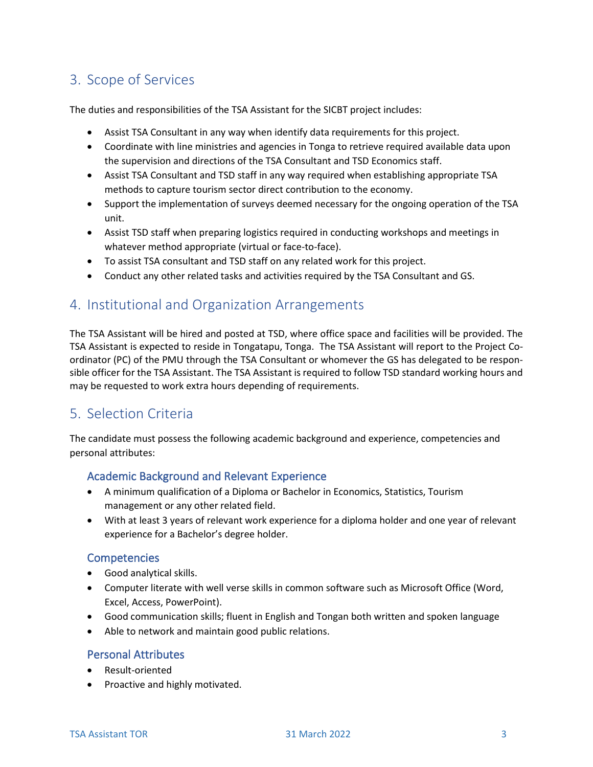## 3. Scope of Services

The duties and responsibilities of the TSA Assistant for the SICBT project includes:

- Assist TSA Consultant in any way when identify data requirements for this project.
- Coordinate with line ministries and agencies in Tonga to retrieve required available data upon the supervision and directions of the TSA Consultant and TSD Economics staff.
- Assist TSA Consultant and TSD staff in any way required when establishing appropriate TSA methods to capture tourism sector direct contribution to the economy.
- Support the implementation of surveys deemed necessary for the ongoing operation of the TSA unit.
- Assist TSD staff when preparing logistics required in conducting workshops and meetings in whatever method appropriate (virtual or face-to-face).
- To assist TSA consultant and TSD staff on any related work for this project.
- Conduct any other related tasks and activities required by the TSA Consultant and GS.

## 4. Institutional and Organization Arrangements

The TSA Assistant will be hired and posted at TSD, where office space and facilities will be provided. The TSA Assistant is expected to reside in Tongatapu, Tonga. The TSA Assistant will report to the Project Co-ordinator (PC) of the PMU through the TSA Consultant or whomever the GS has delegated to be responsible officer for the TSA Assistant. The TSA Assistant is required to follow TSD standard working hours and may be requested to work extra hours depending of requirements.

## 5. Selection Criteria

The candidate must possess the following academic background and experience, competencies and personal attributes:

### Academic Background and Relevant Experience

- A minimum qualification of a Diploma or Bachelor in Economics, Statistics, Tourism management or any other related field.
- With at least 3 years of relevant work experience for a diploma holder and one year of relevant experience for a Bachelor's degree holder.

### Competencies

- Good analytical skills.
- Computer literate with well verse skills in common software such as Microsoft Office (Word, Excel, Access, PowerPoint).
- Good communication skills; fluent in English and Tongan both written and spoken language
- Able to network and maintain good public relations.

### Personal Attributes

- Result-oriented
- Proactive and highly motivated.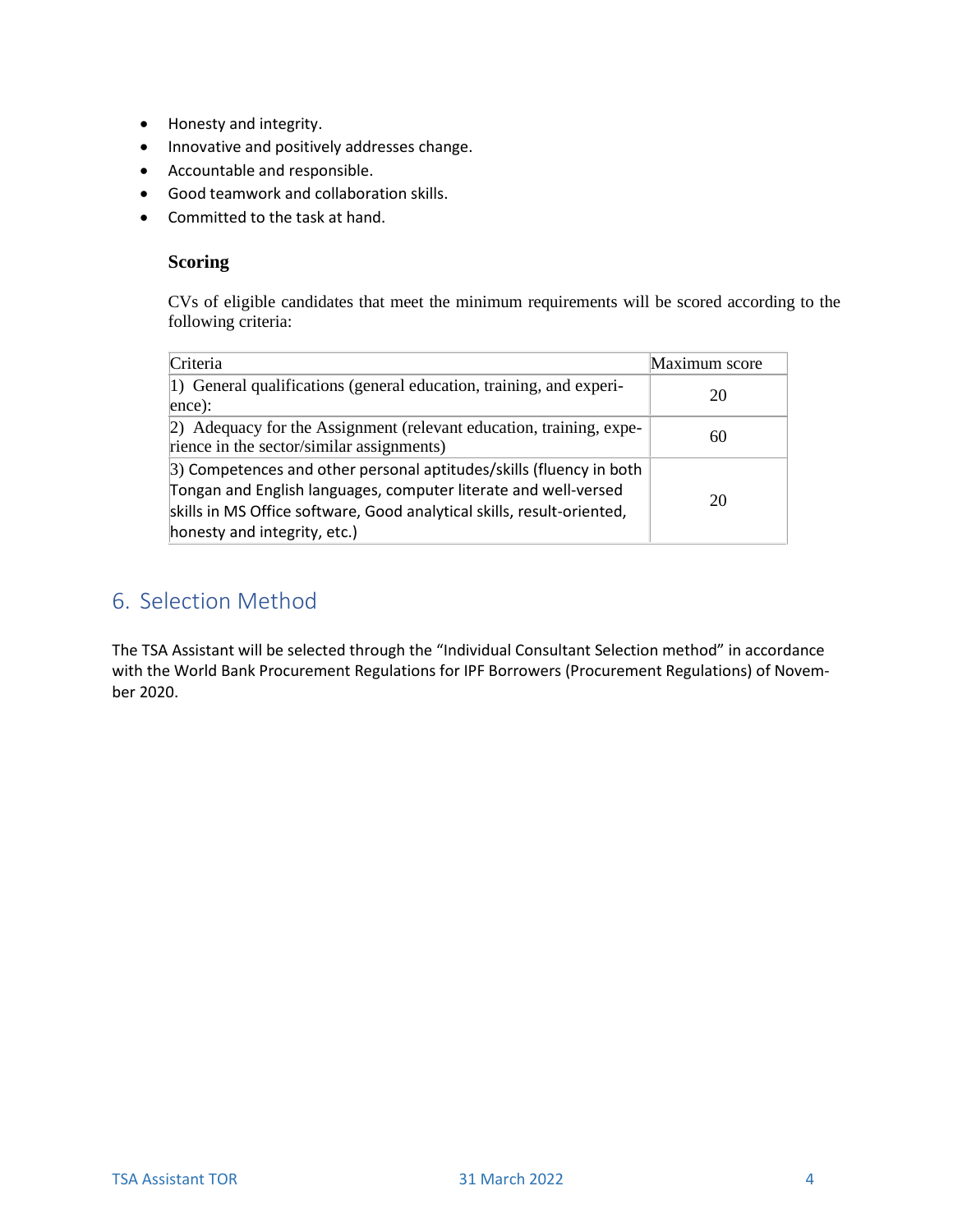- Honesty and integrity.
- Innovative and positively addresses change.
- Accountable and responsible.
- Good teamwork and collaboration skills.
- Committed to the task at hand.

### Scoring

CVs of eligible candidates that meet the minimum requirements will be scored according to the following criteria:

| Criteria | Maximum score |
|---|---|
| 1) General qualifications (general education, training, and experience): | 20 |
| 2) Adequacy for the Assignment (relevant education, training, experience in the sector/similar assignments) | 60 |
| 3) Competences and other personal aptitudes/skills (fluency in both Tongan and English languages, computer literate and well-versed skills in MS Office software, Good analytical skills, result-oriented, honesty and integrity, etc.) | 20 |

## 6. Selection Method

The TSA Assistant will be selected through the "Individual Consultant Selection method" in accordance with the World Bank Procurement Regulations for IPF Borrowers (Procurement Regulations) of November 2020.